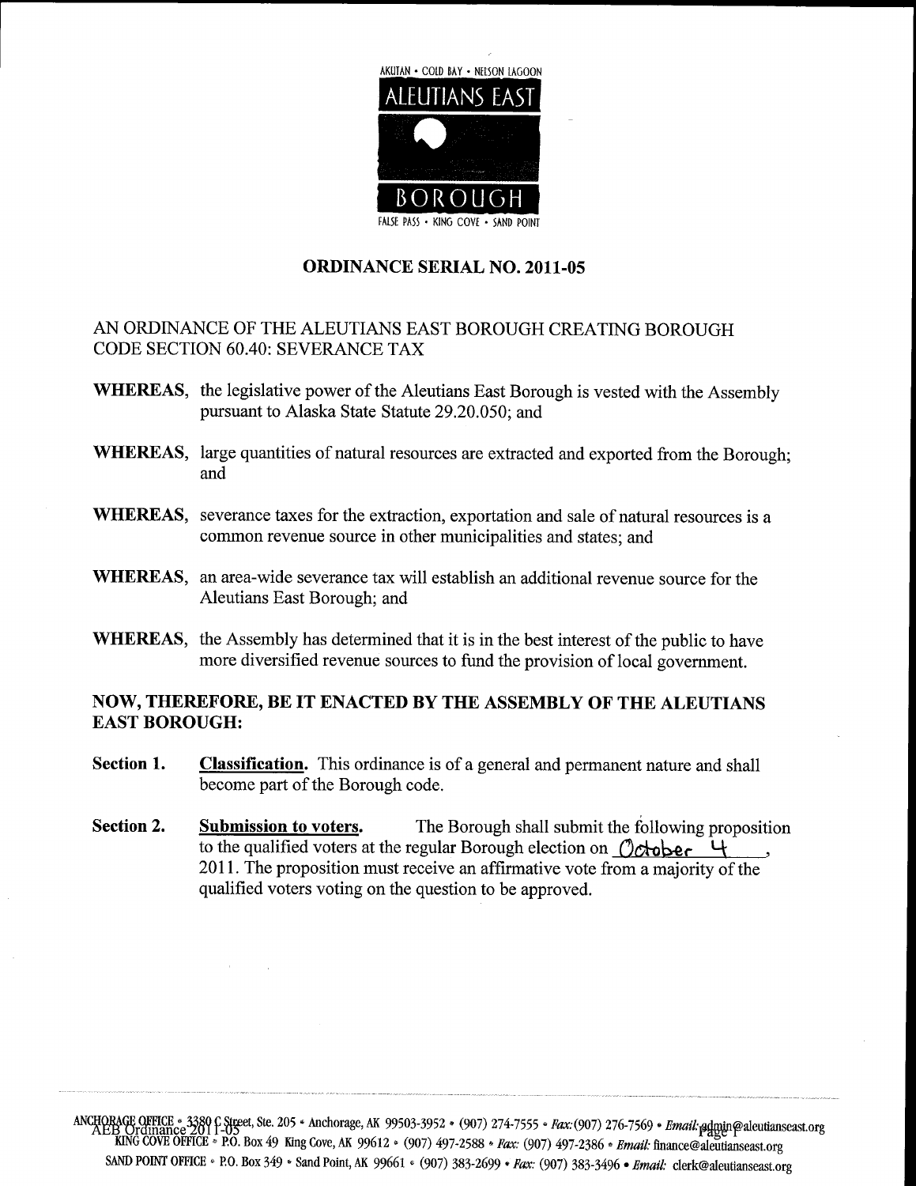AKUTAN • COLD BAY • NELSON LAGOON

ALEUTIANS EAST BOROUGH

FALSE PASS • KING COVE • SAND POINT

## ORDINANCE SERIAL NO. 2011-05

AN ORDINANCE OF THE ALEUTIANS EAST BOROUGH CREATING BOROUGH CODE SECTION 60.40: SEVERANCE TAX

**WHEREAS,** the legislative power of the Aleutians East Borough is vested with the Assembly pursuant to Alaska State Statute 29.20.050; and

**WHEREAS,** large quantities of natural resources are extracted and exported from the Borough; and

**WHEREAS,** severance taxes for the extraction, exportation and sale of natural resources is a common revenue source in other municipalities and states; and

**WHEREAS,** an area-wide severance tax will establish an additional revenue source for the Aleutians East Borough; and

**WHEREAS,** the Assembly has determined that it is in the best interest of the public to have more diversified revenue sources to fund the provision of local government.

**NOW, THEREFORE, BE IT ENACTED BY THE ASSEMBLY OF THE ALEUTIANS EAST BOROUGH:**

**Section 1.** **Classification.** This ordinance is of a general and permanent nature and shall become part of the Borough code.

**Section 2.** **Submission to voters.** The Borough shall submit the following proposition to the qualified voters at the regular Borough election on October 4, 2011. The proposition must receive an affirmative vote from a majority of the qualified voters voting on the question to be approved.

ANCHORAGE OFFICE • 3380 C Street, Ste. 205 • Anchorage, AK 99503-3952 • (907) 274-7555 • Fax: (907) 276-7569 • Email: admin@aleutianseast.org
KING COVE OFFICE • P.O. Box 49 King Cove, AK 99612 • (907) 497-2588 • Fax: (907) 497-2386 • Email: finance@aleutianseast.org
SAND POINT OFFICE • P.O. Box 349 • Sand Point, AK 99661 • (907) 383-2699 • Fax: (907) 383-3496 • Email: clerk@aleutianseast.org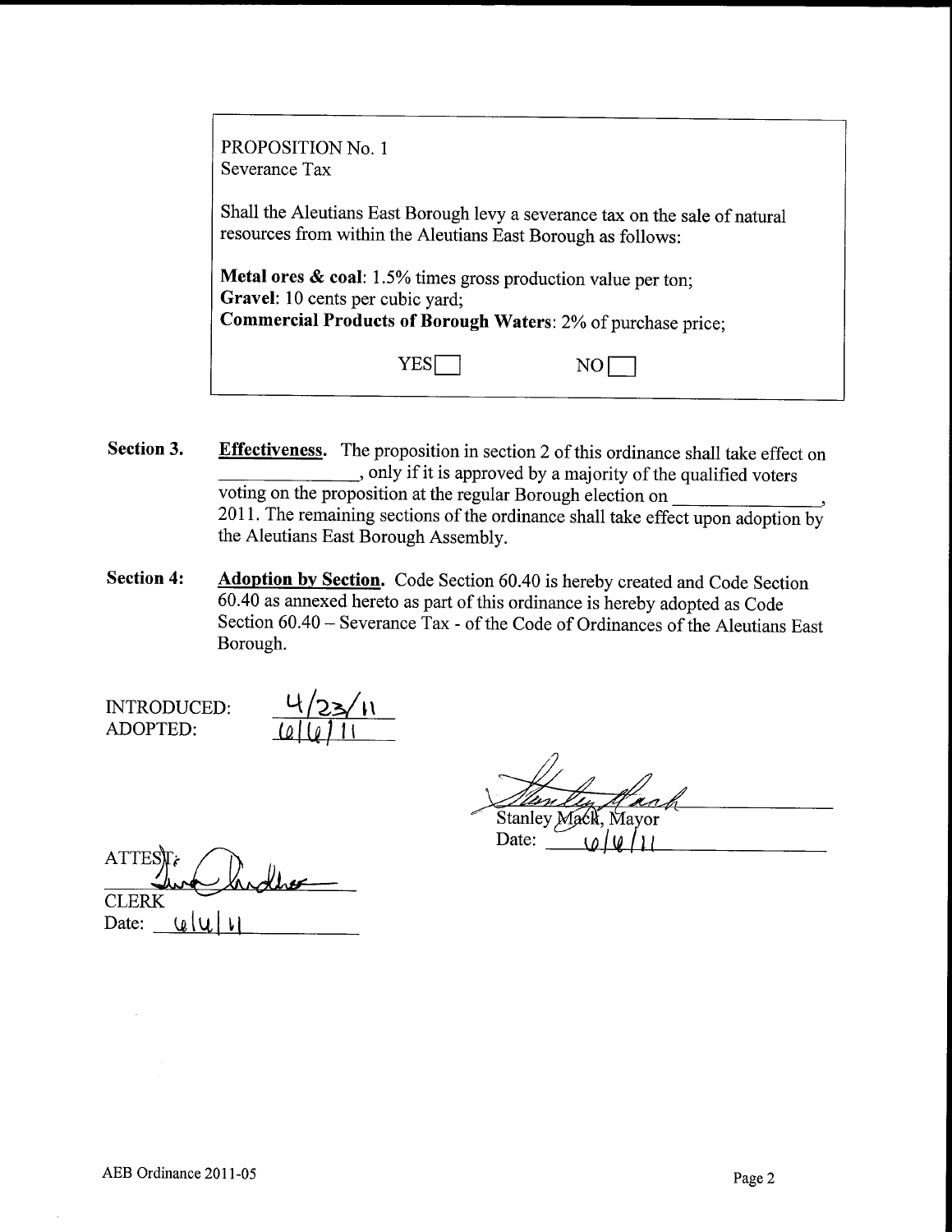> PROPOSITION No. 1
> Severance Tax
>
> Shall the Aleutians East Borough levy a severance tax on the sale of natural resources from within the Aleutians East Borough as follows:
>
> **Metal ores & coal**: 1.5% times gross production value per ton;
> **Gravel**: 10 cents per cubic yard;
> **Commercial Products of Borough Waters**: 2% of purchase price;
>
> YES☐ NO☐

**Section 3.** **Effectiveness.** The proposition in section 2 of this ordinance shall take effect on \_\_\_\_\_\_\_\_\_\_\_\_\_\_\_, only if it is approved by a majority of the qualified voters voting on the proposition at the regular Borough election on \_\_\_\_\_\_\_\_\_\_\_\_\_\_\_, 2011. The remaining sections of the ordinance shall take effect upon adoption by the Aleutians East Borough Assembly.

**Section 4:** **Adoption by Section.** Code Section 60.40 is hereby created and Code Section 60.40 as annexed hereto as part of this ordinance is hereby adopted as Code Section 60.40 – Severance Tax - of the Code of Ordinances of the Aleutians East Borough.

INTRODUCED: 4/23/11
ADOPTED: 6/6/11

[Signature]
Stanley Mack, Mayor
Date: 6/6/11

ATTEST:
[Signature]
CLERK
Date: 6/6/11

AEB Ordinance 2011-05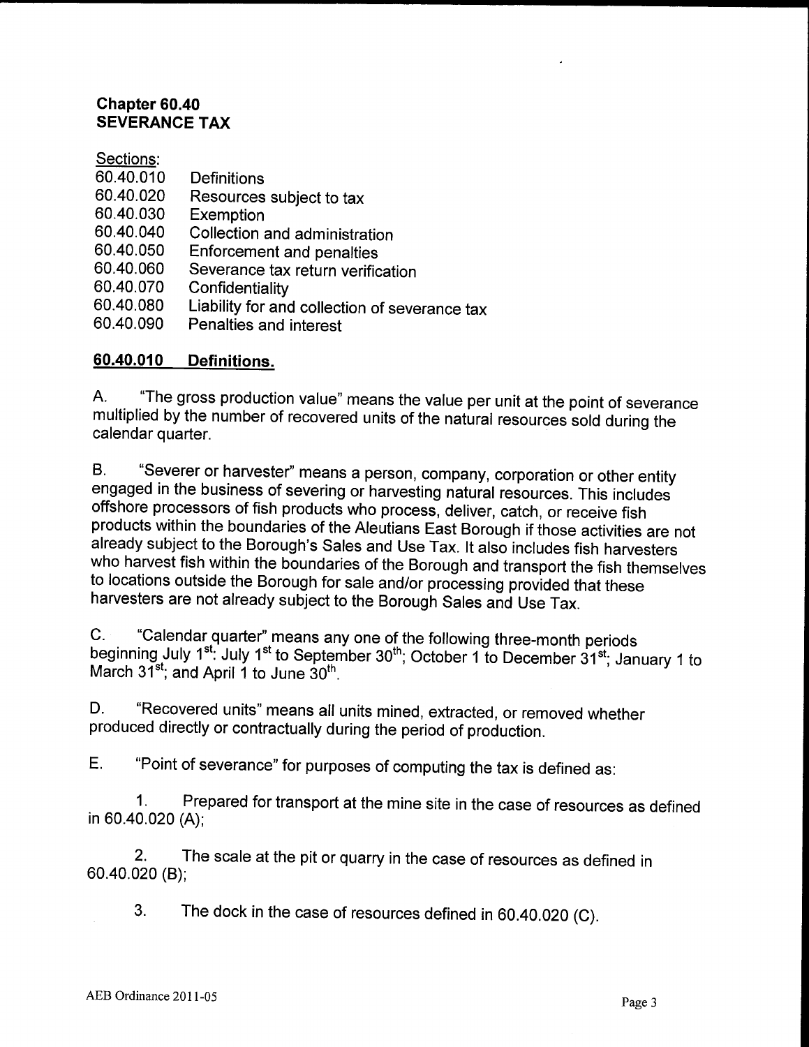# Chapter 60.40
# SEVERANCE TAX

Sections:

| | |
|---|---|
| 60.40.010 | Definitions |
| 60.40.020 | Resources subject to tax |
| 60.40.030 | Exemption |
| 60.40.040 | Collection and administration |
| 60.40.050 | Enforcement and penalties |
| 60.40.060 | Severance tax return verification |
| 60.40.070 | Confidentiality |
| 60.40.080 | Liability for and collection of severance tax |
| 60.40.090 | Penalties and interest |

## 60.40.010 Definitions.

A. "The gross production value" means the value per unit at the point of severance multiplied by the number of recovered units of the natural resources sold during the calendar quarter.

B. "Severer or harvester" means a person, company, corporation or other entity engaged in the business of severing or harvesting natural resources. This includes offshore processors of fish products who process, deliver, catch, or receive fish products within the boundaries of the Aleutians East Borough if those activities are not already subject to the Borough's Sales and Use Tax. It also includes fish harvesters who harvest fish within the boundaries of the Borough and transport the fish themselves to locations outside the Borough for sale and/or processing provided that these harvesters are not already subject to the Borough Sales and Use Tax.

C. "Calendar quarter" means any one of the following three-month periods beginning July 1st: July 1st to September 30th; October 1 to December 31st; January 1 to March 31st; and April 1 to June 30th.

D. "Recovered units" means all units mined, extracted, or removed whether produced directly or contractually during the period of production.

E. "Point of severance" for purposes of computing the tax is defined as:

1. Prepared for transport at the mine site in the case of resources as defined in 60.40.020 (A);

2. The scale at the pit or quarry in the case of resources as defined in 60.40.020 (B);

3. The dock in the case of resources defined in 60.40.020 (C).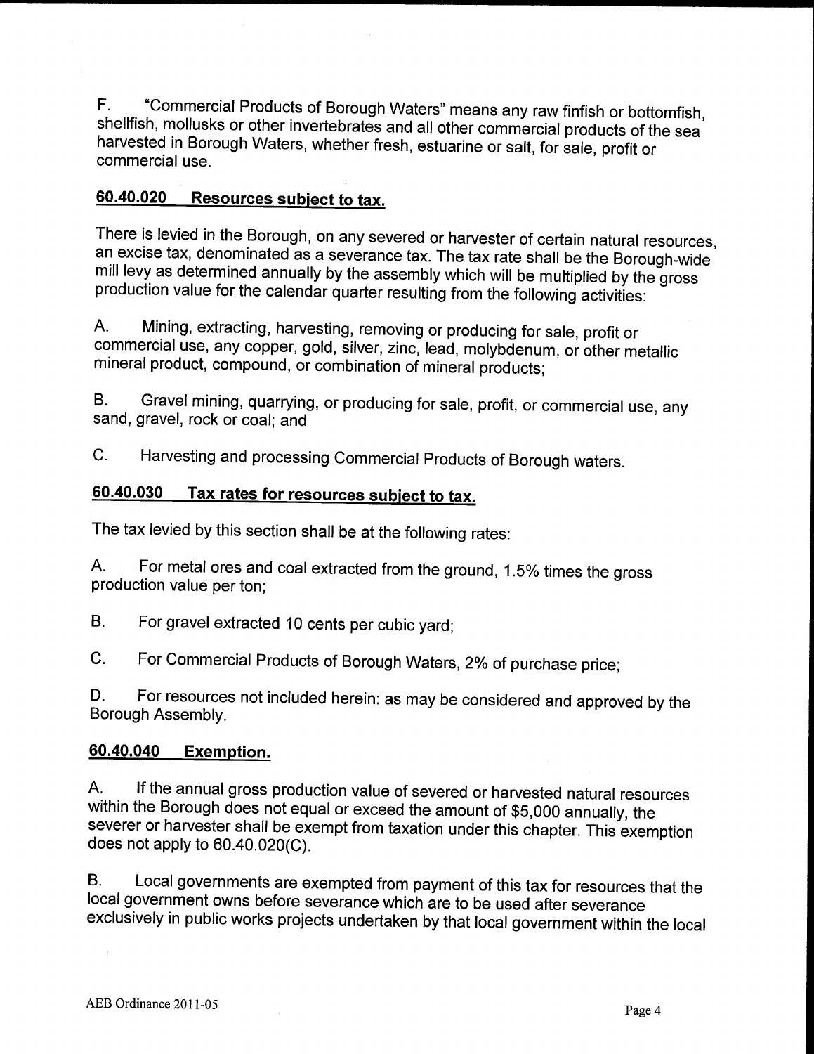F. "Commercial Products of Borough Waters" means any raw finfish or bottomfish, shellfish, mollusks or other invertebrates and all other commercial products of the sea harvested in Borough Waters, whether fresh, estuarine or salt, for sale, profit or commercial use.

## 60.40.020 Resources subject to tax.

There is levied in the Borough, on any severed or harvester of certain natural resources, an excise tax, denominated as a severance tax. The tax rate shall be the Borough-wide mill levy as determined annually by the assembly which will be multiplied by the gross production value for the calendar quarter resulting from the following activities:

A. Mining, extracting, harvesting, removing or producing for sale, profit or commercial use, any copper, gold, silver, zinc, lead, molybdenum, or other metallic mineral product, compound, or combination of mineral products;

B. Gravel mining, quarrying, or producing for sale, profit, or commercial use, any sand, gravel, rock or coal; and

C. Harvesting and processing Commercial Products of Borough waters.

## 60.40.030 Tax rates for resources subject to tax.

The tax levied by this section shall be at the following rates:

A. For metal ores and coal extracted from the ground, 1.5% times the gross production value per ton;

B. For gravel extracted 10 cents per cubic yard;

C. For Commercial Products of Borough Waters, 2% of purchase price;

D. For resources not included herein: as may be considered and approved by the Borough Assembly.

## 60.40.040 Exemption.

A. If the annual gross production value of severed or harvested natural resources within the Borough does not equal or exceed the amount of $5,000 annually, the severer or harvester shall be exempt from taxation under this chapter. This exemption does not apply to 60.40.020(C).

B. Local governments are exempted from payment of this tax for resources that the local government owns before severance which are to be used after severance exclusively in public works projects undertaken by that local government within the local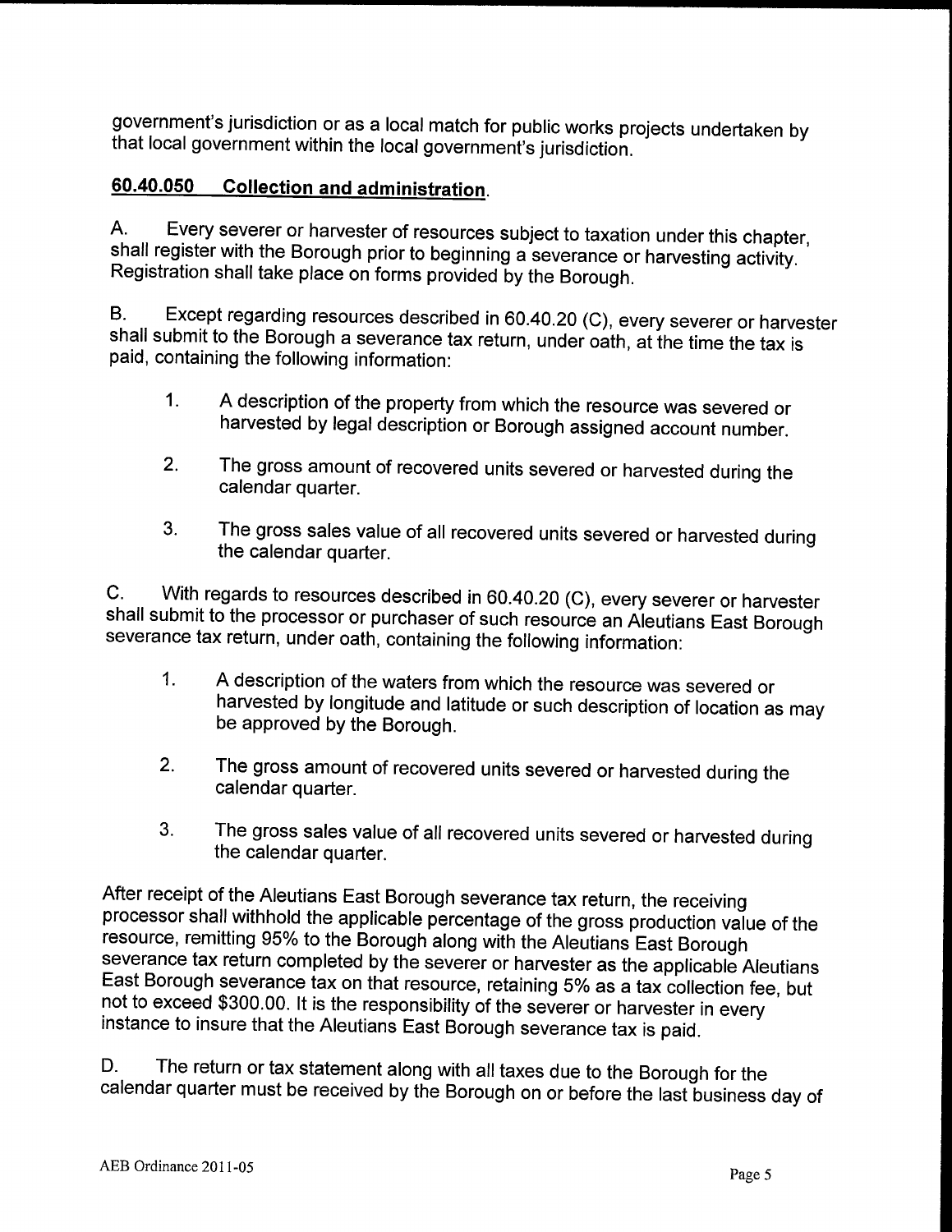government's jurisdiction or as a local match for public works projects undertaken by that local government within the local government's jurisdiction.

## 60.40.050 Collection and administration.

A. Every severer or harvester of resources subject to taxation under this chapter, shall register with the Borough prior to beginning a severance or harvesting activity. Registration shall take place on forms provided by the Borough.

B. Except regarding resources described in 60.40.20 (C), every severer or harvester shall submit to the Borough a severance tax return, under oath, at the time the tax is paid, containing the following information:

1. A description of the property from which the resource was severed or harvested by legal description or Borough assigned account number.

2. The gross amount of recovered units severed or harvested during the calendar quarter.

3. The gross sales value of all recovered units severed or harvested during the calendar quarter.

C. With regards to resources described in 60.40.20 (C), every severer or harvester shall submit to the processor or purchaser of such resource an Aleutians East Borough severance tax return, under oath, containing the following information:

1. A description of the waters from which the resource was severed or harvested by longitude and latitude or such description of location as may be approved by the Borough.

2. The gross amount of recovered units severed or harvested during the calendar quarter.

3. The gross sales value of all recovered units severed or harvested during the calendar quarter.

After receipt of the Aleutians East Borough severance tax return, the receiving processor shall withhold the applicable percentage of the gross production value of the resource, remitting 95% to the Borough along with the Aleutians East Borough severance tax return completed by the severer or harvester as the applicable Aleutians East Borough severance tax on that resource, retaining 5% as a tax collection fee, but not to exceed $300.00. It is the responsibility of the severer or harvester in every instance to insure that the Aleutians East Borough severance tax is paid.

D. The return or tax statement along with all taxes due to the Borough for the calendar quarter must be received by the Borough on or before the last business day of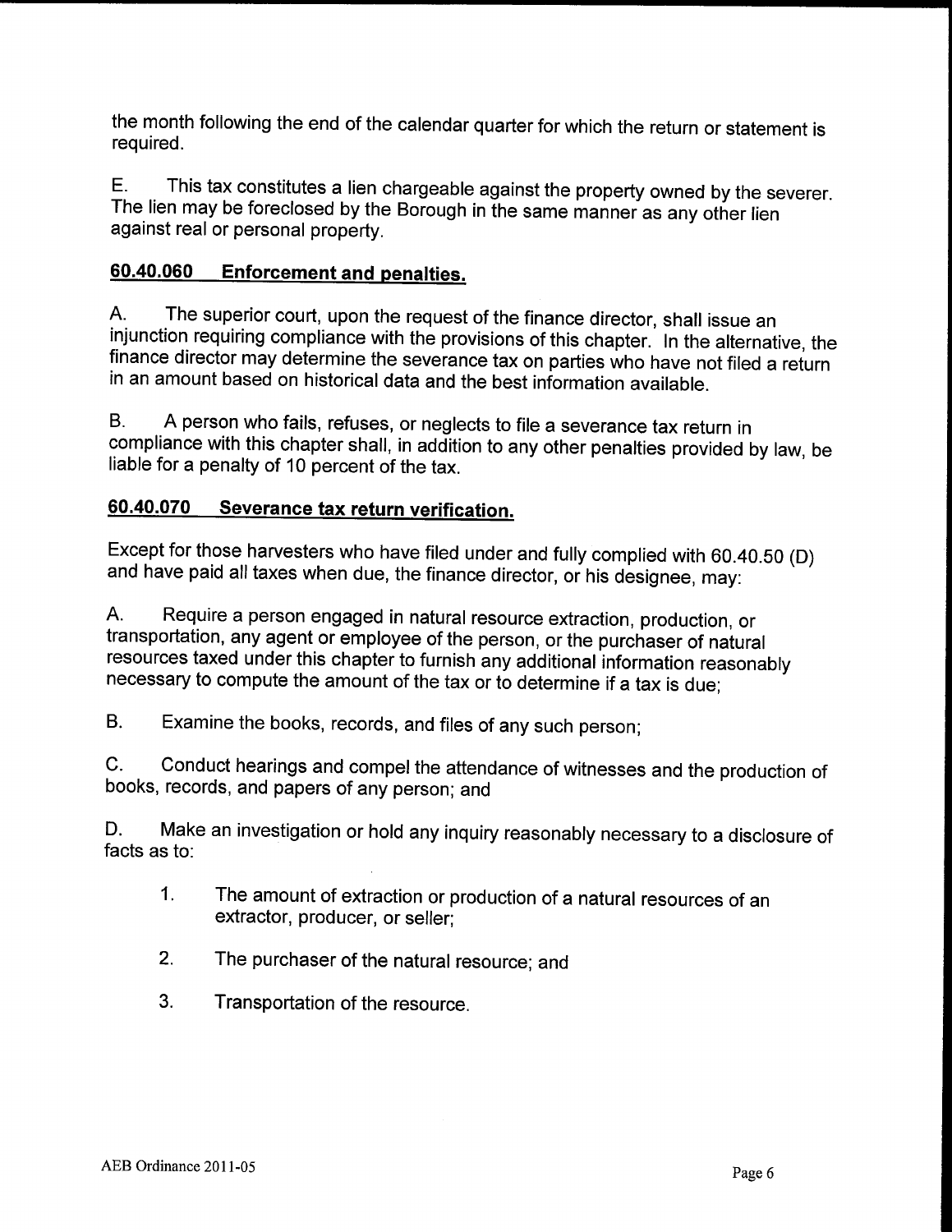the month following the end of the calendar quarter for which the return or statement is required.

E. This tax constitutes a lien chargeable against the property owned by the severer. The lien may be foreclosed by the Borough in the same manner as any other lien against real or personal property.

## **60.40.060 Enforcement and penalties.**

A. The superior court, upon the request of the finance director, shall issue an injunction requiring compliance with the provisions of this chapter. In the alternative, the finance director may determine the severance tax on parties who have not filed a return in an amount based on historical data and the best information available.

B. A person who fails, refuses, or neglects to file a severance tax return in compliance with this chapter shall, in addition to any other penalties provided by law, be liable for a penalty of 10 percent of the tax.

## **60.40.070 Severance tax return verification.**

Except for those harvesters who have filed under and fully complied with 60.40.50 (D) and have paid all taxes when due, the finance director, or his designee, may:

A. Require a person engaged in natural resource extraction, production, or transportation, any agent or employee of the person, or the purchaser of natural resources taxed under this chapter to furnish any additional information reasonably necessary to compute the amount of the tax or to determine if a tax is due;

B. Examine the books, records, and files of any such person;

C. Conduct hearings and compel the attendance of witnesses and the production of books, records, and papers of any person; and

D. Make an investigation or hold any inquiry reasonably necessary to a disclosure of facts as to:

1. The amount of extraction or production of a natural resources of an extractor, producer, or seller;

2. The purchaser of the natural resource; and

3. Transportation of the resource.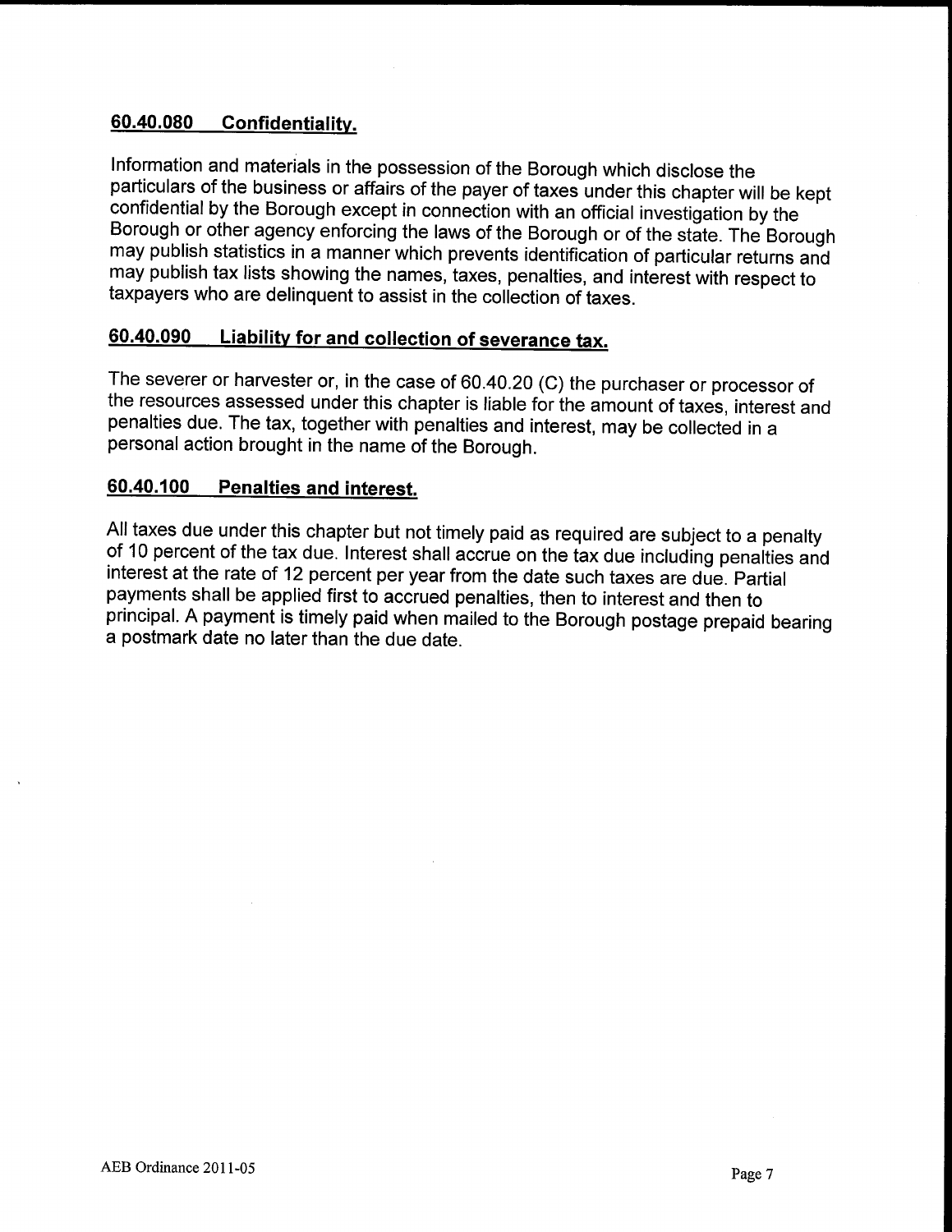### 60.40.080 Confidentiality.

Information and materials in the possession of the Borough which disclose the particulars of the business or affairs of the payer of taxes under this chapter will be kept confidential by the Borough except in connection with an official investigation by the Borough or other agency enforcing the laws of the Borough or of the state. The Borough may publish statistics in a manner which prevents identification of particular returns and may publish tax lists showing the names, taxes, penalties, and interest with respect to taxpayers who are delinquent to assist in the collection of taxes.

### 60.40.090 Liability for and collection of severance tax.

The severer or harvester or, in the case of 60.40.20 (C) the purchaser or processor of the resources assessed under this chapter is liable for the amount of taxes, interest and penalties due. The tax, together with penalties and interest, may be collected in a personal action brought in the name of the Borough.

### 60.40.100 Penalties and interest.

All taxes due under this chapter but not timely paid as required are subject to a penalty of 10 percent of the tax due. Interest shall accrue on the tax due including penalties and interest at the rate of 12 percent per year from the date such taxes are due. Partial payments shall be applied first to accrued penalties, then to interest and then to principal. A payment is timely paid when mailed to the Borough postage prepaid bearing a postmark date no later than the due date.